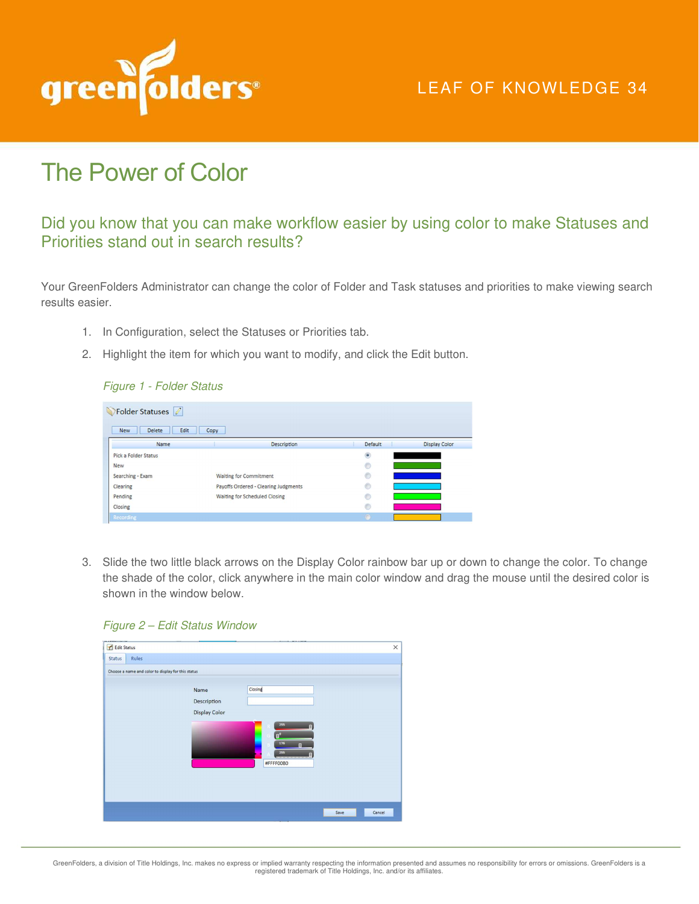LEAF OF KNOWLEDGE 34

# The Power of Color

## Did you know that you can make workflow easier by using color to make Statuses and Priorities stand out in search results?

Your GreenFolders Administrator can change the color of Folder and Task statuses and priorities to make viewing search results easier.

1. In Configuration, select the Statuses or Priorities tab.
2. Highlight the item for which you want to modify, and click the Edit button.

*Figure 1 - Folder Status*

3. Slide the two little black arrows on the Display Color rainbow bar up or down to change the color. To change the shade of the color, click anywhere in the main color window and drag the mouse until the desired color is shown in the window below.

*Figure 2 – Edit Status Window*

GreenFolders, a division of Title Holdings, Inc. makes no express or implied warranty respecting the information presented and assumes no responsibility for errors or omissions. GreenFolders is a registered trademark of Title Holdings, Inc. and/or its affiliates.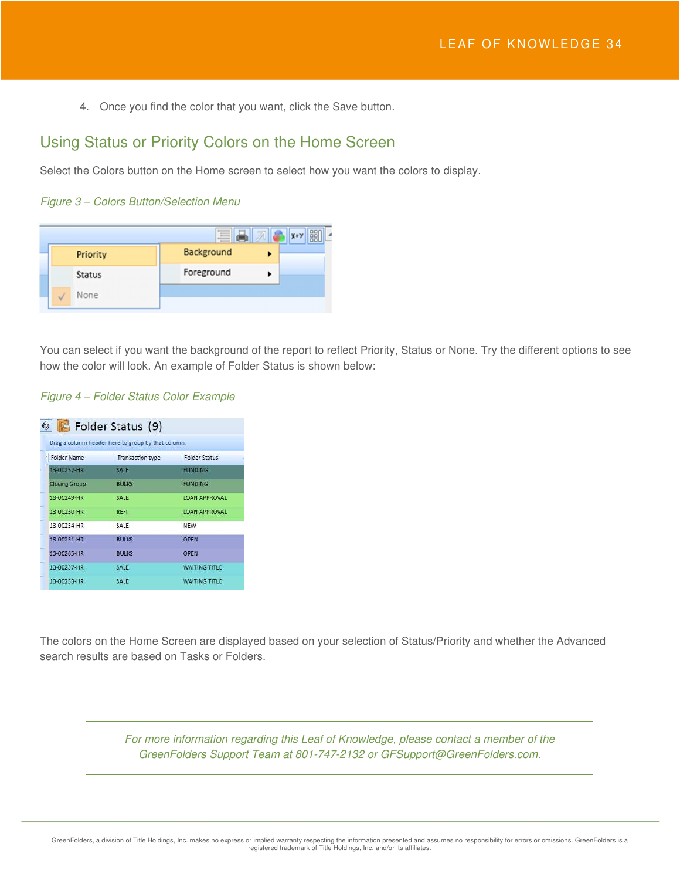4. Once you find the color that you want, click the Save button.

## Using Status or Priority Colors on the Home Screen

Select the Colors button on the Home screen to select how you want the colors to display.

*Figure 3 – Colors Button/Selection Menu*

You can select if you want the background of the report to reflect Priority, Status or None. Try the different options to see how the color will look. An example of Folder Status is shown below:

*Figure 4 – Folder Status Color Example*

The colors on the Home Screen are displayed based on your selection of Status/Priority and whether the Advanced search results are based on Tasks or Folders.

*For more information regarding this Leaf of Knowledge, please contact a member of the GreenFolders Support Team at 801-747-2132 or GFSupport@GreenFolders.com.*

GreenFolders, a division of Title Holdings, Inc. makes no express or implied warranty respecting the information presented and assumes no responsibility for errors or omissions. GreenFolders is a registered trademark of Title Holdings, Inc. and/or its affiliates.